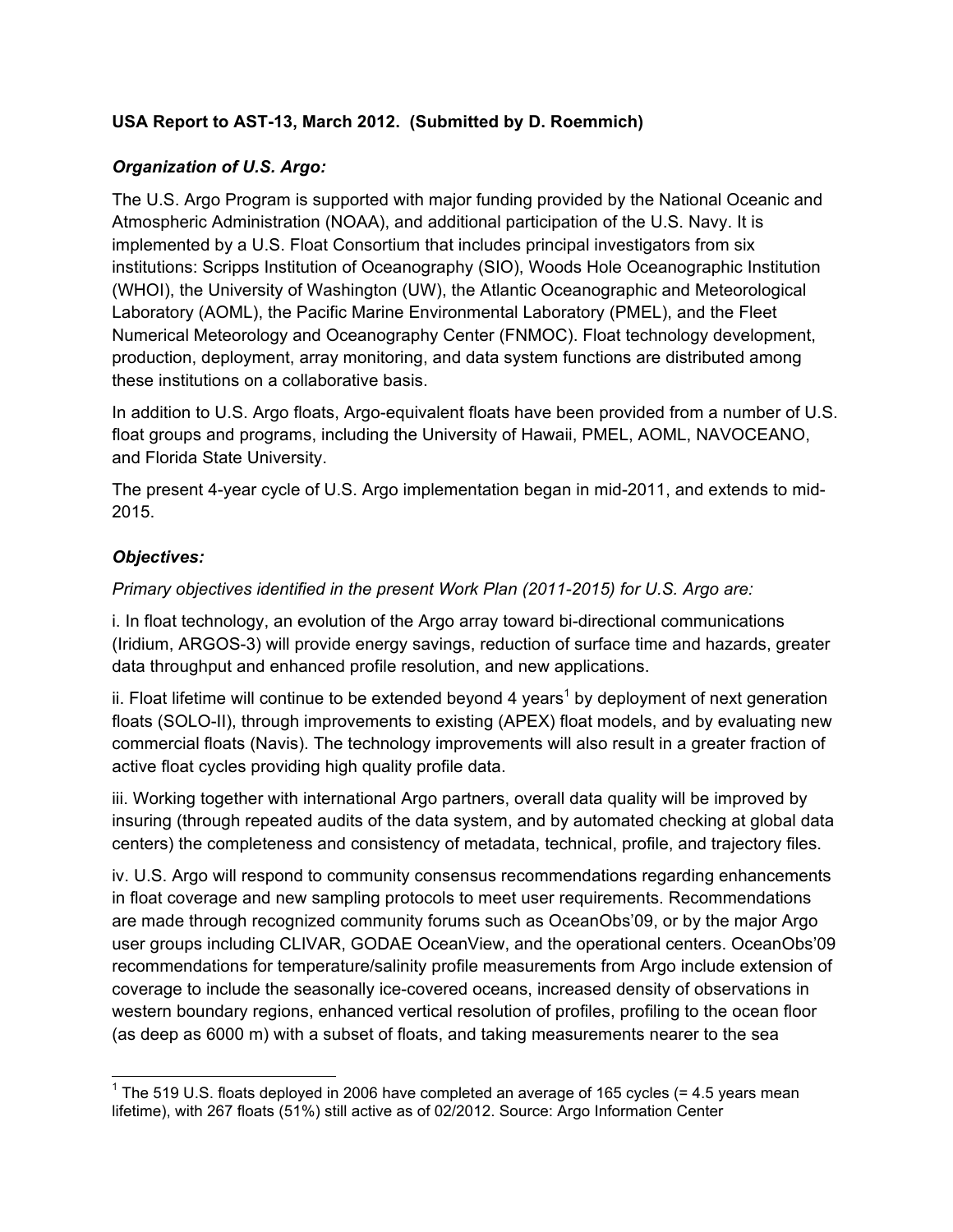**USA Report to AST-13, March 2012. (Submitted by D. Roemmich)**

### *Organization of U.S. Argo:*

The U.S. Argo Program is supported with major funding provided by the National Oceanic and Atmospheric Administration (NOAA), and additional participation of the U.S. Navy. It is implemented by a U.S. Float Consortium that includes principal investigators from six institutions: Scripps Institution of Oceanography (SIO), Woods Hole Oceanographic Institution (WHOI), the University of Washington (UW), the Atlantic Oceanographic and Meteorological Laboratory (AOML), the Pacific Marine Environmental Laboratory (PMEL), and the Fleet Numerical Meteorology and Oceanography Center (FNMOC). Float technology development, production, deployment, array monitoring, and data system functions are distributed among these institutions on a collaborative basis.

In addition to U.S. Argo floats, Argo-equivalent floats have been provided from a number of U.S. float groups and programs, including the University of Hawaii, PMEL, AOML, NAVOCEANO, and Florida State University.

The present 4-year cycle of U.S. Argo implementation began in mid-2011, and extends to mid-2015.

### *Objectives:*

*Primary objectives identified in the present Work Plan (2011-2015) for U.S. Argo are:*

i. In float technology, an evolution of the Argo array toward bi-directional communications (Iridium, ARGOS-3) will provide energy savings, reduction of surface time and hazards, greater data throughput and enhanced profile resolution, and new applications.

ii. Float lifetime will continue to be extended beyond 4 years[1] by deployment of next generation floats (SOLO-II), through improvements to existing (APEX) float models, and by evaluating new commercial floats (Navis). The technology improvements will also result in a greater fraction of active float cycles providing high quality profile data.

iii. Working together with international Argo partners, overall data quality will be improved by insuring (through repeated audits of the data system, and by automated checking at global data centers) the completeness and consistency of metadata, technical, profile, and trajectory files.

iv. U.S. Argo will respond to community consensus recommendations regarding enhancements in float coverage and new sampling protocols to meet user requirements. Recommendations are made through recognized community forums such as OceanObs'09, or by the major Argo user groups including CLIVAR, GODAE OceanView, and the operational centers. OceanObs'09 recommendations for temperature/salinity profile measurements from Argo include extension of coverage to include the seasonally ice-covered oceans, increased density of observations in western boundary regions, enhanced vertical resolution of profiles, profiling to the ocean floor (as deep as 6000 m) with a subset of floats, and taking measurements nearer to the sea

---

[1] The 519 U.S. floats deployed in 2006 have completed an average of 165 cycles (= 4.5 years mean lifetime), with 267 floats (51%) still active as of 02/2012. Source: Argo Information Center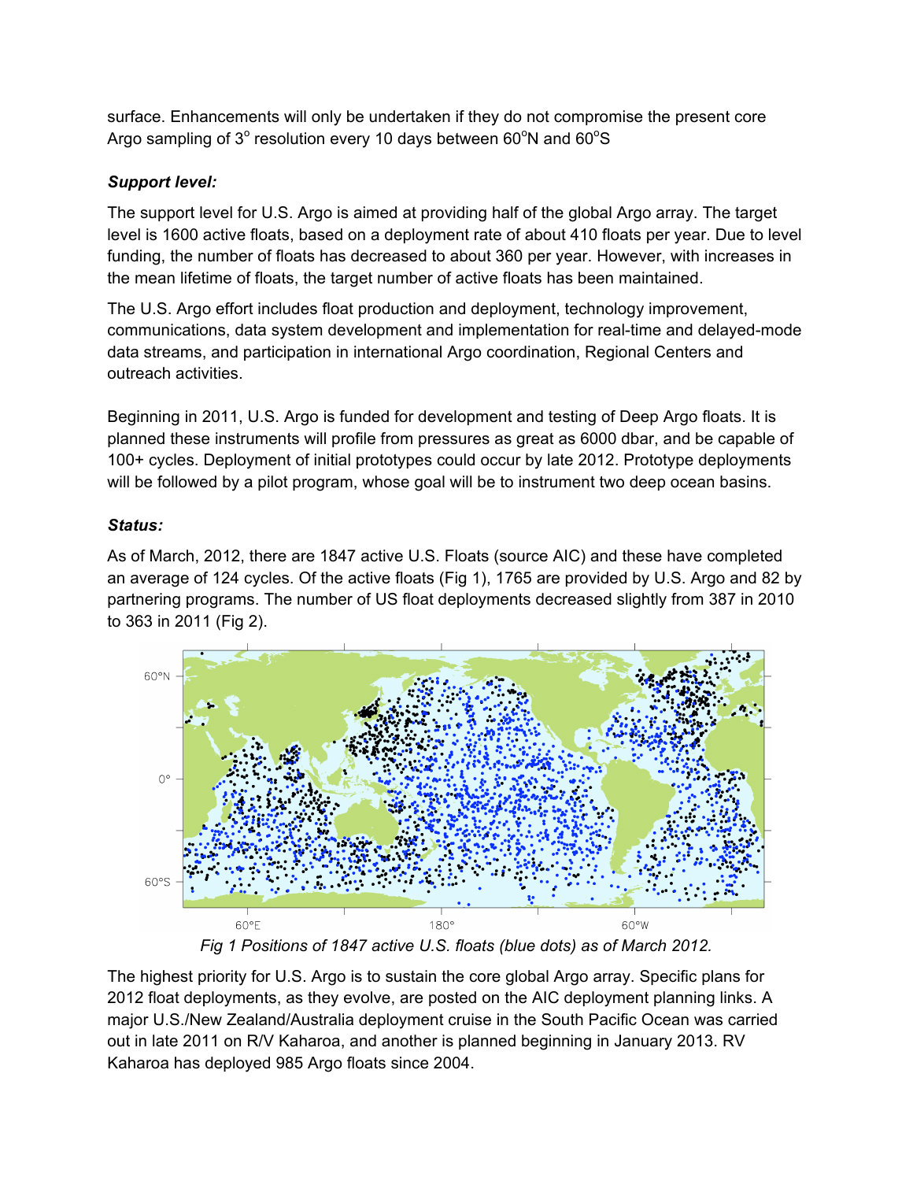surface. Enhancements will only be undertaken if they do not compromise the present core Argo sampling of 3° resolution every 10 days between 60°N and 60°S

***Support level:***

The support level for U.S. Argo is aimed at providing half of the global Argo array. The target level is 1600 active floats, based on a deployment rate of about 410 floats per year. Due to level funding, the number of floats has decreased to about 360 per year. However, with increases in the mean lifetime of floats, the target number of active floats has been maintained.

The U.S. Argo effort includes float production and deployment, technology improvement, communications, data system development and implementation for real-time and delayed-mode data streams, and participation in international Argo coordination, Regional Centers and outreach activities.

Beginning in 2011, U.S. Argo is funded for development and testing of Deep Argo floats. It is planned these instruments will profile from pressures as great as 6000 dbar, and be capable of 100+ cycles. Deployment of initial prototypes could occur by late 2012. Prototype deployments will be followed by a pilot program, whose goal will be to instrument two deep ocean basins.

***Status:***

As of March, 2012, there are 1847 active U.S. Floats (source AIC) and these have completed an average of 124 cycles. Of the active floats (Fig 1), 1765 are provided by U.S. Argo and 82 by partnering programs. The number of US float deployments decreased slightly from 387 in 2010 to 363 in 2011 (Fig 2).

*Fig 1 Positions of 1847 active U.S. floats (blue dots) as of March 2012.*

The highest priority for U.S. Argo is to sustain the core global Argo array. Specific plans for 2012 float deployments, as they evolve, are posted on the AIC deployment planning links. A major U.S./New Zealand/Australia deployment cruise in the South Pacific Ocean was carried out in late 2011 on R/V Kaharoa, and another is planned beginning in January 2013. RV Kaharoa has deployed 985 Argo floats since 2004.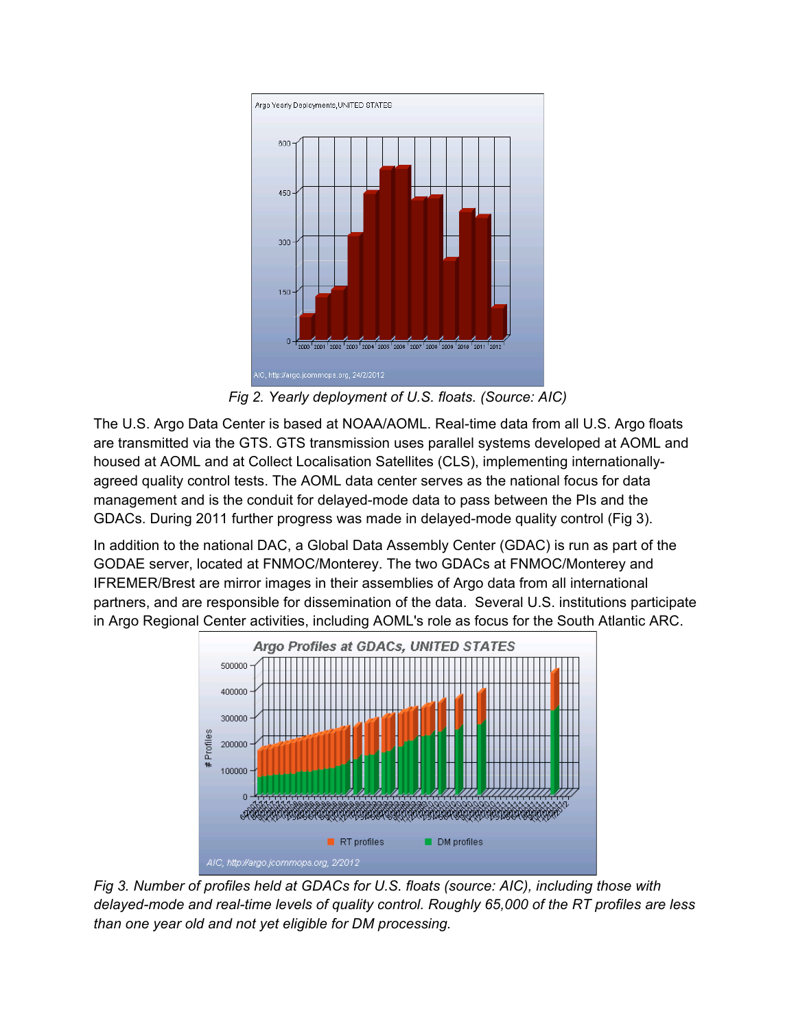Argo Yearly Deployments,UNITED STATES

600
450
300
150
0

2000 2001 2002 2003 2004 2005 2006 2007 2008 2009 2010 2011 2012

AIC, http://argo.jcommops.org, 24/2/2012

*Fig 2. Yearly deployment of U.S. floats. (Source: AIC)*

The U.S. Argo Data Center is based at NOAA/AOML. Real-time data from all U.S. Argo floats are transmitted via the GTS. GTS transmission uses parallel systems developed at AOML and housed at AOML and at Collect Localisation Satellites (CLS), implementing internationally-agreed quality control tests. The AOML data center serves as the national focus for data management and is the conduit for delayed-mode data to pass between the PIs and the GDACs. During 2011 further progress was made in delayed-mode quality control (Fig 3).

In addition to the national DAC, a Global Data Assembly Center (GDAC) is run as part of the GODAE server, located at FNMOC/Monterey. The two GDACs at FNMOC/Monterey and IFREMER/Brest are mirror images in their assemblies of Argo data from all international partners, and are responsible for dissemination of the data. Several U.S. institutions participate in Argo Regional Center activities, including AOML's role as focus for the South Atlantic ARC.

Argo Profiles at GDACs, UNITED STATES

500000
400000
300000
200000
100000
0

# Profiles

RT profiles
DM profiles

AIC, http://argo.jcommops.org, 2/2012

*Fig 3. Number of profiles held at GDACs for U.S. floats (source: AIC), including those with delayed-mode and real-time levels of quality control. Roughly 65,000 of the RT profiles are less than one year old and not yet eligible for DM processing.*